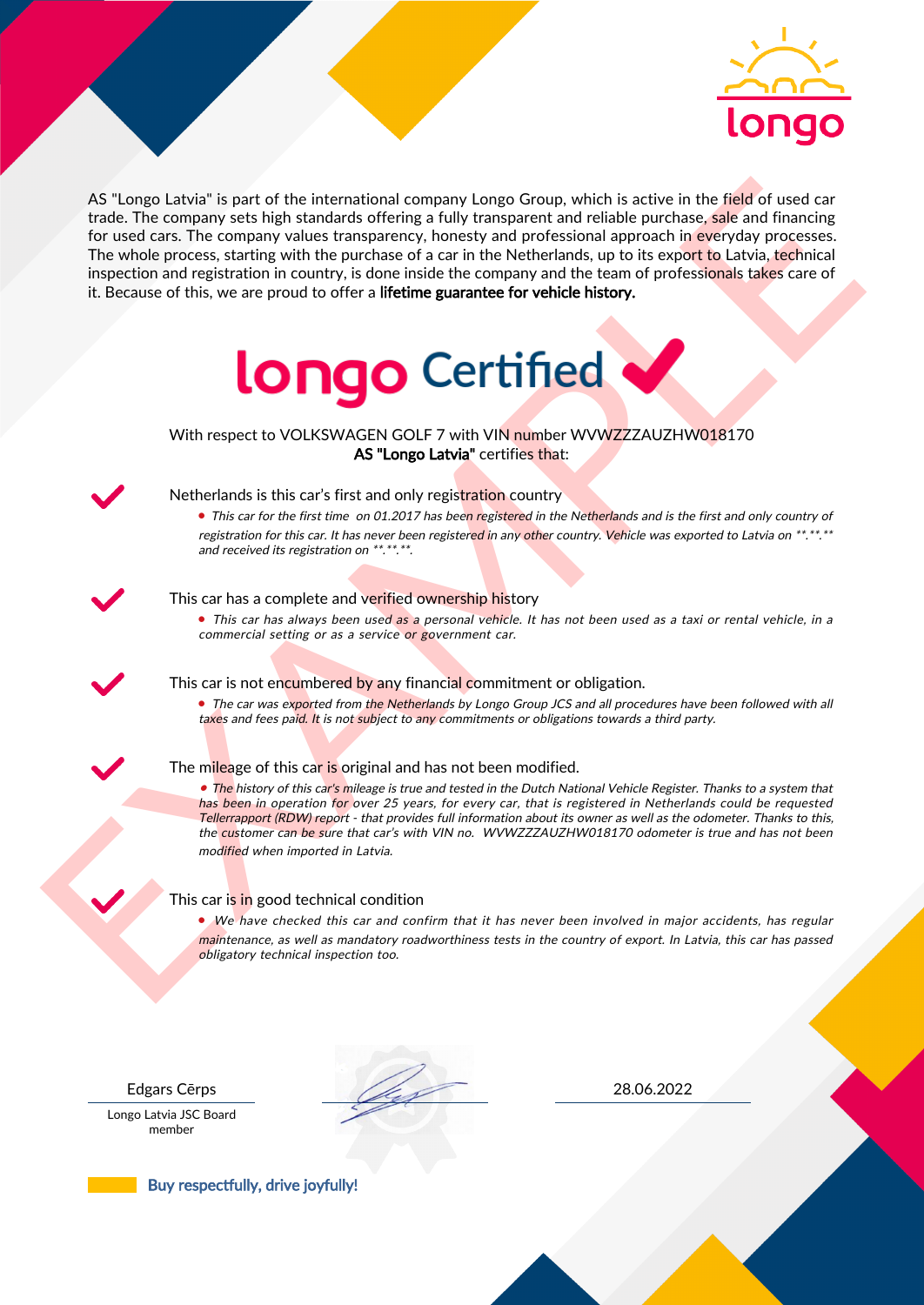longo

AS "Longo Latvia" is part of the international company Longo Group, which is active in the field of used car trade. The company sets high standards offering a fully transparent and reliable purchase, sale and financing for used cars. The company values transparency, honesty and professional approach in everyday processes. The whole process, starting with the purchase of a car in the Netherlands, up to its export to Latvia, technical inspection and registration in country, is done inside the company and the team of professionals takes care of it. Because of this, we are proud to offer a **lifetime guarantee for vehicle history.**

# longo Certified ✔

With respect to VOLKSWAGEN GOLF 7 with VIN number WVWZZZAUZHW018170
**AS "Longo Latvia"** certifies that:

✔ Netherlands is this car's first and only registration country

- *This car for the first time on 01.2017 has been registered in the Netherlands and is the first and only country of registration for this car. It has never been registered in any other country. Vehicle was exported to Latvia on \*\*.\*\*.\*\* and received its registration on \*\*.\*\*.\*\*.*

✔ This car has a complete and verified ownership history

- *This car has always been used as a personal vehicle. It has not been used as a taxi or rental vehicle, in a commercial setting or as a service or government car.*

✔ This car is not encumbered by any financial commitment or obligation.

- *The car was exported from the Netherlands by Longo Group JCS and all procedures have been followed with all taxes and fees paid. It is not subject to any commitments or obligations towards a third party.*

✔ The mileage of this car is original and has not been modified.

- *The history of this car's mileage is true and tested in the Dutch National Vehicle Register. Thanks to a system that has been in operation for over 25 years, for every car, that is registered in Netherlands could be requested Tellerrapport (RDW) report - that provides full information about its owner as well as the odometer. Thanks to this, the customer can be sure that car's with VIN no. WVWZZZAUZHW018170 odometer is true and has not been modified when imported in Latvia.*

✔ This car is in good technical condition

- *We have checked this car and confirm that it has never been involved in major accidents, has regular maintenance, as well as mandatory roadworthiness tests in the country of export. In Latvia, this car has passed obligatory technical inspection too.*

Edgars Cērps
Longo Latvia JSC Board member

28.06.2022

Buy respectfully, drive joyfully!

EXAMPLE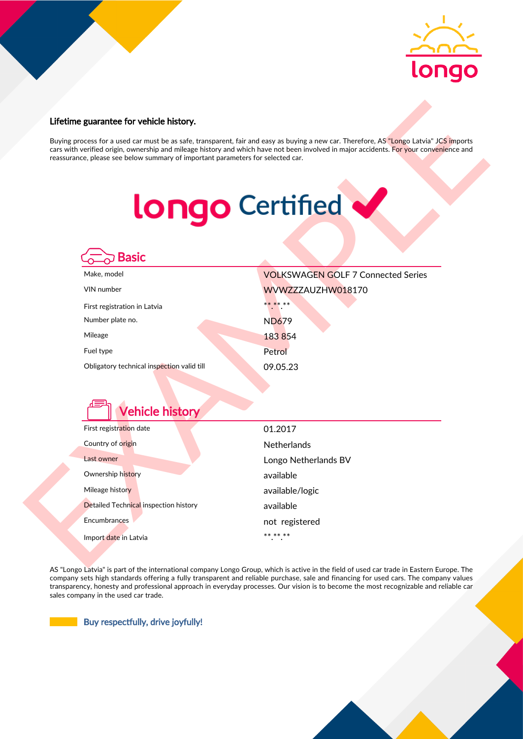## Lifetime guarantee for vehicle history.

Buying process for a used car must be as safe, transparent, fair and easy as buying a new car. Therefore, AS "Longo Latvia" JCS imports cars with verified origin, ownership and mileage history and which have not been involved in major accidents. For your convenience and reassurance, please see below summary of important parameters for selected car.

# longo Certified

## Basic

| | |
|---|---|
| Make, model | VOLKSWAGEN GOLF 7 Connected Series |
| VIN number | WVWZZZAUZHW018170 |
| First registration in Latvia | **.**.** |
| Number plate no. | ND679 |
| Mileage | 183 854 |
| Fuel type | Petrol |
| Obligatory technical inspection valid till | 09.05.23 |

## Vehicle history

| | |
|---|---|
| First registration date | 01.2017 |
| Country of origin | Netherlands |
| Last owner | Longo Netherlands BV |
| Ownership history | available |
| Mileage history | available/logic |
| Detailed Technical inspection history | available |
| Encumbrances | not registered |
| Import date in Latvia | **.**.** |

AS "Longo Latvia" is part of the international company Longo Group, which is active in the field of used car trade in Eastern Europe. The company sets high standards offering a fully transparent and reliable purchase, sale and financing for used cars. The company values transparency, honesty and professional approach in everyday processes. Our vision is to become the most recognizable and reliable car sales company in the used car trade.

**Buy respectfully, drive joyfully!**